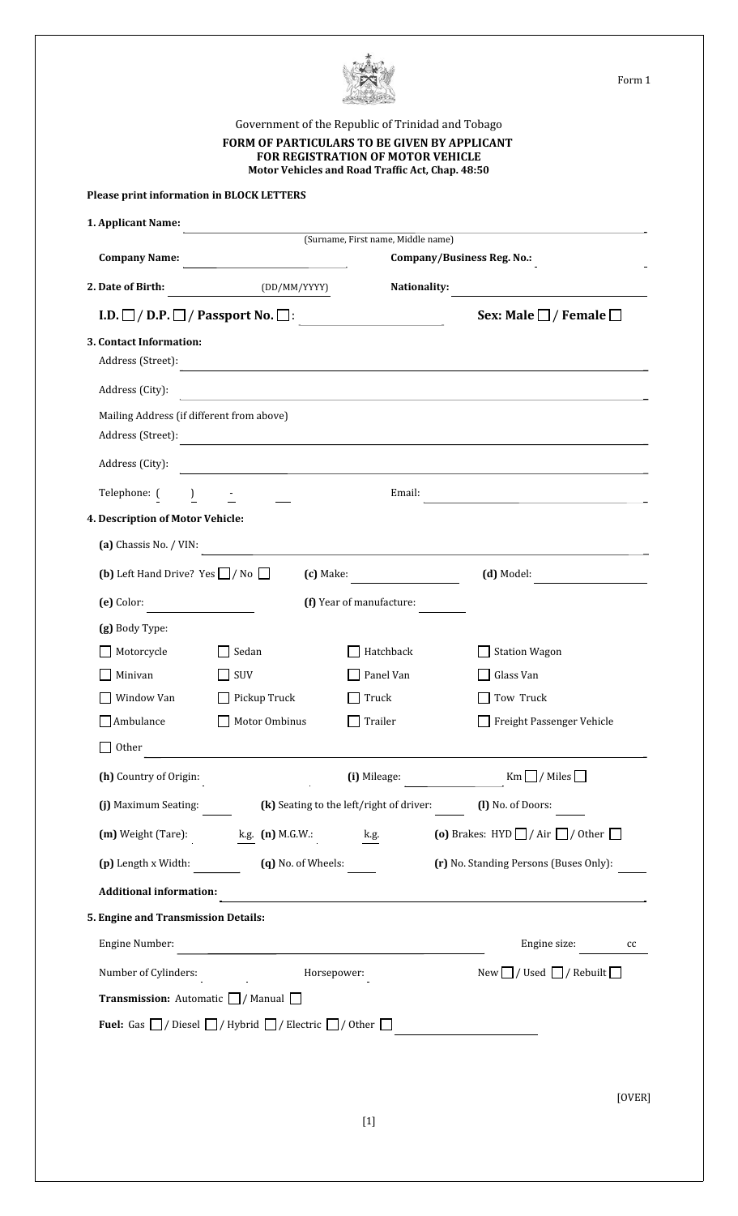Form 1

Government of the Republic of Trinidad and Tobago

**FORM OF PARTICULARS TO BE GIVEN BY APPLICANT**
**FOR REGISTRATION OF MOTOR VEHICLE**
**Motor Vehicles and Road Traffic Act, Chap. 48:50**

**Please print information in BLOCK LETTERS**

**1. Applicant Name:** ______________________________
(Surname, First name, Middle name)

**Company Name:** ____________ **Company/Business Reg. No.:** ____________

**2. Date of Birth:** (DD/MM/YYYY) **Nationality:** ____________

**I.D. ☐ / D.P. ☐ / Passport No. ☐:** ____________ **Sex: Male ☐ / Female ☐**

**3. Contact Information:**

Address (Street): ______________________________

Address (City): ______________________________

Mailing Address (if different from above)

Address (Street): ______________________________

Address (City): ______________________________

Telephone: (   )   -   Email: ____________

**4. Description of Motor Vehicle:**

**(a)** Chassis No. / VIN: ______________________________

**(b)** Left Hand Drive? Yes ☐ / No ☐ **(c)** Make: ____________ **(d)** Model: ____________

**(e)** Color: ____________ **(f)** Year of manufacture: ____________

**(g)** Body Type:

| | | | |
|---|---|---|---|
| ☐ Motorcycle | ☐ Sedan | ☐ Hatchback | ☐ Station Wagon |
| ☐ Minivan | ☐ SUV | ☐ Panel Van | ☐ Glass Van |
| ☐ Window Van | ☐ Pickup Truck | ☐ Truck | ☐ Tow Truck |
| ☐ Ambulance | ☐ Motor Ombinus | ☐ Trailer | ☐ Freight Passenger Vehicle |

☐ Other ______________________________

**(h)** Country of Origin: ____________ **(i)** Mileage: ____________ Km ☐ / Miles ☐

**(j)** Maximum Seating: ____ **(k)** Seating to the left/right of driver: ____ **(l)** No. of Doors: ____

**(m)** Weight (Tare): ____ k.g. **(n)** M.G.W.: ____ k.g. **(o)** Brakes: HYD ☐ / Air ☐ / Other ☐

**(p)** Length x Width: ____ **(q)** No. of Wheels: ____ **(r)** No. Standing Persons (Buses Only): ____

**Additional information:** ______________________________

**5. Engine and Transmission Details:**

Engine Number: ____________ Engine size: ____ cc

Number of Cylinders: ____ Horsepower: ____ New ☐ / Used ☐ / Rebuilt ☐

**Transmission:** Automatic ☐ / Manual ☐

**Fuel:** Gas ☐ / Diesel ☐ / Hybrid ☐ / Electric ☐ / Other ☐ ____________

[OVER]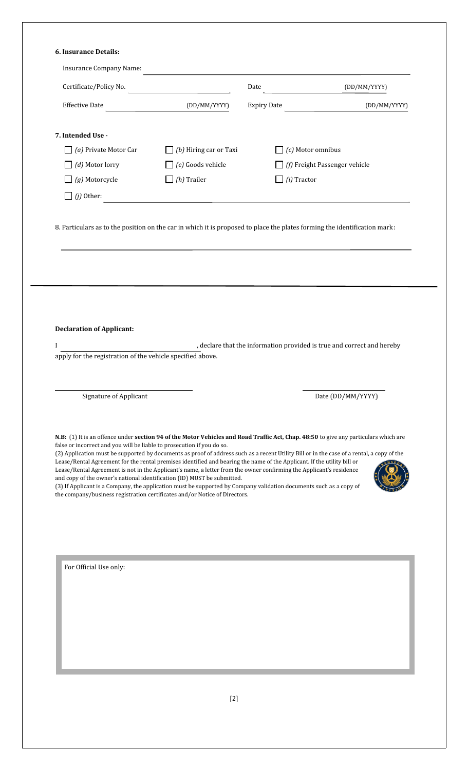**6. Insurance Details:**

Insurance Company Name: ______________________________

Certificate/Policy No. ______________ Date ______________ (DD/MM/YYYY)

Effective Date ______________ (DD/MM/YYYY) Expiry Date ______________ (DD/MM/YYYY)

**7. Intended Use -**

- ☐ *(a)* Private Motor Car
- ☐ *(b)* Hiring car or Taxi
- ☐ *(c)* Motor omnibus
- ☐ *(d)* Motor lorry
- ☐ *(e)* Goods vehicle
- ☐ *(f)* Freight Passenger vehicle
- ☐ *(g)* Motorcycle
- ☐ *(h)* Trailer
- ☐ *(i)* Tractor
- ☐ *(j)* Other: ______________________________

8. Particulars as to the position on the car in which it is proposed to place the plates forming the identification mark:

______________________________

**Declaration of Applicant:**

I ______________________________, declare that the information provided is true and correct and hereby apply for the registration of the vehicle specified above.

______________________________ Signature of Applicant

______________________________ Date (DD/MM/YYYY)

**N.B:** (1) It is an offence under **section 94 of the Motor Vehicles and Road Traffic Act, Chap. 48:50** to give any particulars which are false or incorrect and you will be liable to prosecution if you do so.
(2) Application must be supported by documents as proof of address such as a recent Utility Bill or in the case of a rental, a copy of the Lease/Rental Agreement for the rental premises identified and bearing the name of the Applicant. If the utility bill or Lease/Rental Agreement is not in the Applicant's name, a letter from the owner confirming the Applicant's residence and copy of the owner's national identification (ID) MUST be submitted.
(3) If Applicant is a Company, the application must be supported by Company validation documents such as a copy of the company/business registration certificates and/or Notice of Directors.

For Official Use only: